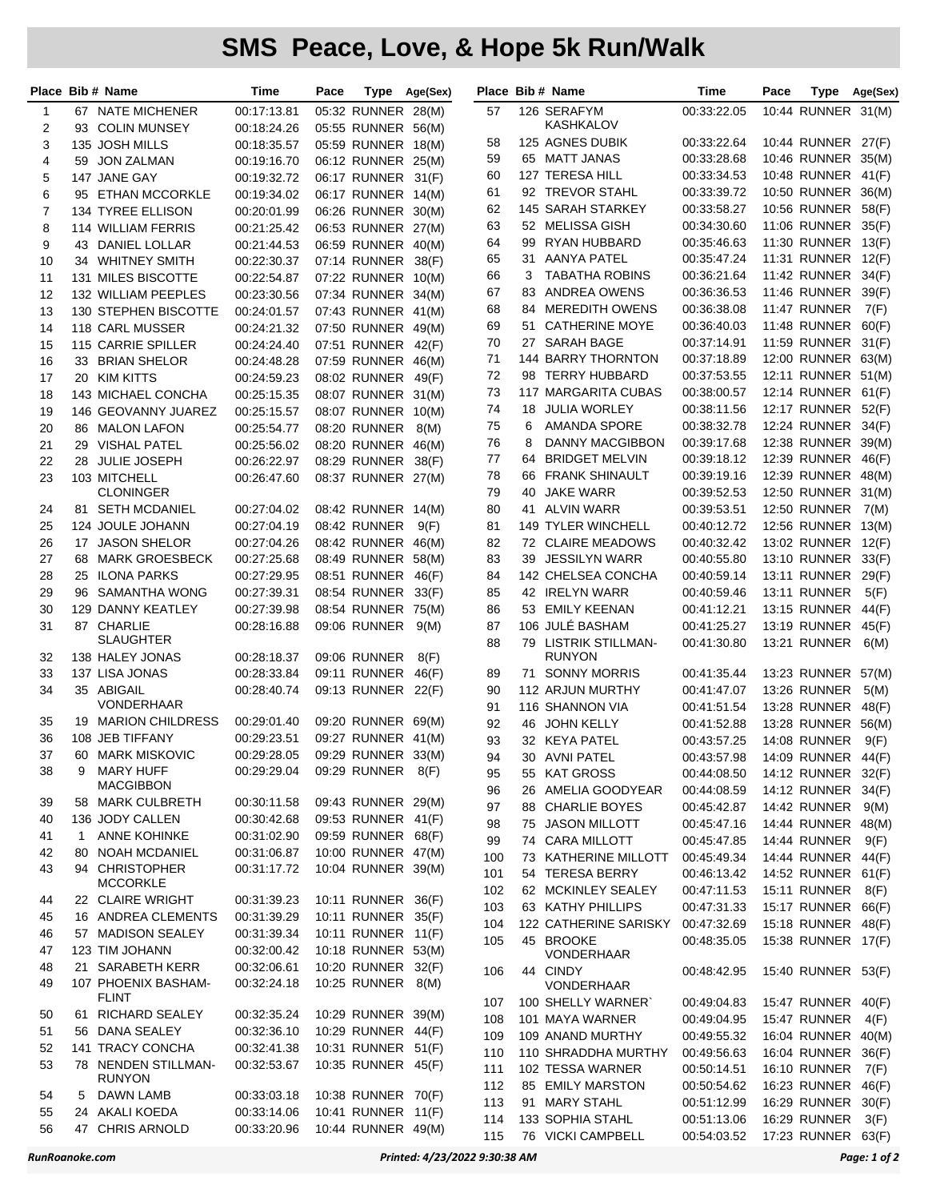# SMS Peace, Love, & Hope 5k Run/Walk

| Place | Bib # | Name | Time | Pace | Type | Age(Sex) |
|---|---|---|---|---|---|---|
| 1 | 67 | NATE MICHENER | 00:17:13.81 | 05:32 | RUNNER | 28(M) |
| 2 | 93 | COLIN MUNSEY | 00:18:24.26 | 05:55 | RUNNER | 56(M) |
| 3 | 135 | JOSH MILLS | 00:18:35.57 | 05:59 | RUNNER | 18(M) |
| 4 | 59 | JON ZALMAN | 00:19:16.70 | 06:12 | RUNNER | 25(M) |
| 5 | 147 | JANE GAY | 00:19:32.72 | 06:17 | RUNNER | 31(F) |
| 6 | 95 | ETHAN MCCORKLE | 00:19:34.02 | 06:17 | RUNNER | 14(M) |
| 7 | 134 | TYREE ELLISON | 00:20:01.99 | 06:26 | RUNNER | 30(M) |
| 8 | 114 | WILLIAM FERRIS | 00:21:25.42 | 06:53 | RUNNER | 27(M) |
| 9 | 43 | DANIEL LOLLAR | 00:21:44.53 | 06:59 | RUNNER | 40(M) |
| 10 | 34 | WHITNEY SMITH | 00:22:30.37 | 07:14 | RUNNER | 38(F) |
| 11 | 131 | MILES BISCOTTE | 00:22:54.87 | 07:22 | RUNNER | 10(M) |
| 12 | 132 | WILLIAM PEEPLES | 00:23:30.56 | 07:34 | RUNNER | 34(M) |
| 13 | 130 | STEPHEN BISCOTTE | 00:24:01.57 | 07:43 | RUNNER | 41(M) |
| 14 | 118 | CARL MUSSER | 00:24:21.32 | 07:50 | RUNNER | 49(M) |
| 15 | 115 | CARRIE SPILLER | 00:24:24.40 | 07:51 | RUNNER | 42(F) |
| 16 | 33 | BRIAN SHELOR | 00:24:48.28 | 07:59 | RUNNER | 46(M) |
| 17 | 20 | KIM KITTS | 00:24:59.23 | 08:02 | RUNNER | 49(F) |
| 18 | 143 | MICHAEL CONCHA | 00:25:15.35 | 08:07 | RUNNER | 31(M) |
| 19 | 146 | GEOVANNY JUAREZ | 00:25:15.57 | 08:07 | RUNNER | 10(M) |
| 20 | 86 | MALON LAFON | 00:25:54.77 | 08:20 | RUNNER | 8(M) |
| 21 | 29 | VISHAL PATEL | 00:25:56.02 | 08:20 | RUNNER | 46(M) |
| 22 | 28 | JULIE JOSEPH | 00:26:22.97 | 08:29 | RUNNER | 38(F) |
| 23 | 103 | MITCHELL CLONINGER | 00:26:47.60 | 08:37 | RUNNER | 27(M) |
| 24 | 81 | SETH MCDANIEL | 00:27:04.02 | 08:42 | RUNNER | 14(M) |
| 25 | 124 | JOULE JOHANN | 00:27:04.19 | 08:42 | RUNNER | 9(F) |
| 26 | 17 | JASON SHELOR | 00:27:04.26 | 08:42 | RUNNER | 46(M) |
| 27 | 68 | MARK GROESBECK | 00:27:25.68 | 08:49 | RUNNER | 58(M) |
| 28 | 25 | ILONA PARKS | 00:27:29.95 | 08:51 | RUNNER | 46(F) |
| 29 | 96 | SAMANTHA WONG | 00:27:39.31 | 08:54 | RUNNER | 33(F) |
| 30 | 129 | DANNY KEATLEY | 00:27:39.98 | 08:54 | RUNNER | 75(M) |
| 31 | 87 | CHARLIE SLAUGHTER | 00:28:16.88 | 09:06 | RUNNER | 9(M) |
| 32 | 138 | HALEY JONAS | 00:28:18.37 | 09:06 | RUNNER | 8(F) |
| 33 | 137 | LISA JONAS | 00:28:33.84 | 09:11 | RUNNER | 46(F) |
| 34 | 35 | ABIGAIL VONDERHAAR | 00:28:40.74 | 09:13 | RUNNER | 22(F) |
| 35 | 19 | MARION CHILDRESS | 00:29:01.40 | 09:20 | RUNNER | 69(M) |
| 36 | 108 | JEB TIFFANY | 00:29:23.51 | 09:27 | RUNNER | 41(M) |
| 37 | 60 | MARK MISKOVIC | 00:29:28.05 | 09:29 | RUNNER | 33(M) |
| 38 | 9 | MARY HUFF MACGIBBON | 00:29:29.04 | 09:29 | RUNNER | 8(F) |
| 39 | 58 | MARK CULBRETH | 00:30:11.58 | 09:43 | RUNNER | 29(M) |
| 40 | 136 | JODY CALLEN | 00:30:42.68 | 09:53 | RUNNER | 41(F) |
| 41 | 1 | ANNE KOHINKE | 00:31:02.90 | 09:59 | RUNNER | 68(F) |
| 42 | 80 | NOAH MCDANIEL | 00:31:06.87 | 10:00 | RUNNER | 47(M) |
| 43 | 94 | CHRISTOPHER MCCORKLE | 00:31:17.72 | 10:04 | RUNNER | 39(M) |
| 44 | 22 | CLAIRE WRIGHT | 00:31:39.23 | 10:11 | RUNNER | 36(F) |
| 45 | 16 | ANDREA CLEMENTS | 00:31:39.29 | 10:11 | RUNNER | 35(F) |
| 46 | 57 | MADISON SEALEY | 00:31:39.34 | 10:11 | RUNNER | 11(F) |
| 47 | 123 | TIM JOHANN | 00:32:00.42 | 10:18 | RUNNER | 53(M) |
| 48 | 21 | SARABETH KERR | 00:32:06.61 | 10:20 | RUNNER | 32(F) |
| 49 | 107 | PHOENIX BASHAM-FLINT | 00:32:24.18 | 10:25 | RUNNER | 8(M) |
| 50 | 61 | RICHARD SEALEY | 00:32:35.24 | 10:29 | RUNNER | 39(M) |
| 51 | 56 | DANA SEALEY | 00:32:36.10 | 10:29 | RUNNER | 44(F) |
| 52 | 141 | TRACY CONCHA | 00:32:41.38 | 10:31 | RUNNER | 51(F) |
| 53 | 78 | NENDEN STILLMAN-RUNYON | 00:32:53.67 | 10:35 | RUNNER | 45(F) |
| 54 | 5 | DAWN LAMB | 00:33:03.18 | 10:38 | RUNNER | 70(F) |
| 55 | 24 | AKALI KOEDA | 00:33:14.06 | 10:41 | RUNNER | 11(F) |
| 56 | 47 | CHRIS ARNOLD | 00:33:20.96 | 10:44 | RUNNER | 49(M) |
| 57 | 126 | SERAFYM KASHKALOV | 00:33:22.05 | 10:44 | RUNNER | 31(M) |
| 58 | 125 | AGNES DUBIK | 00:33:22.64 | 10:44 | RUNNER | 27(F) |
| 59 | 65 | MATT JANAS | 00:33:28.68 | 10:46 | RUNNER | 35(M) |
| 60 | 127 | TERESA HILL | 00:33:34.53 | 10:48 | RUNNER | 41(F) |
| 61 | 92 | TREVOR STAHL | 00:33:39.72 | 10:50 | RUNNER | 36(M) |
| 62 | 145 | SARAH STARKEY | 00:33:58.27 | 10:56 | RUNNER | 58(F) |
| 63 | 52 | MELISSA GISH | 00:34:30.60 | 11:06 | RUNNER | 35(F) |
| 64 | 99 | RYAN HUBBARD | 00:35:46.63 | 11:30 | RUNNER | 13(F) |
| 65 | 31 | AANYA PATEL | 00:35:47.24 | 11:31 | RUNNER | 12(F) |
| 66 | 3 | TABATHA ROBINS | 00:36:21.64 | 11:42 | RUNNER | 34(F) |
| 67 | 83 | ANDREA OWENS | 00:36:36.53 | 11:46 | RUNNER | 39(F) |
| 68 | 84 | MEREDITH OWENS | 00:36:38.08 | 11:47 | RUNNER | 7(F) |
| 69 | 51 | CATHERINE MOYE | 00:36:40.03 | 11:48 | RUNNER | 60(F) |
| 70 | 27 | SARAH BAGE | 00:37:14.91 | 11:59 | RUNNER | 31(F) |
| 71 | 144 | BARRY THORNTON | 00:37:18.89 | 12:00 | RUNNER | 63(M) |
| 72 | 98 | TERRY HUBBARD | 00:37:53.55 | 12:11 | RUNNER | 51(M) |
| 73 | 117 | MARGARITA CUBAS | 00:38:00.57 | 12:14 | RUNNER | 61(F) |
| 74 | 18 | JULIA WORLEY | 00:38:11.56 | 12:17 | RUNNER | 52(F) |
| 75 | 6 | AMANDA SPORE | 00:38:32.78 | 12:24 | RUNNER | 34(F) |
| 76 | 8 | DANNY MACGIBBON | 00:39:17.68 | 12:38 | RUNNER | 39(M) |
| 77 | 64 | BRIDGET MELVIN | 00:39:18.12 | 12:39 | RUNNER | 46(F) |
| 78 | 66 | FRANK SHINAULT | 00:39:19.16 | 12:39 | RUNNER | 48(M) |
| 79 | 40 | JAKE WARR | 00:39:52.53 | 12:50 | RUNNER | 31(M) |
| 80 | 41 | ALVIN WARR | 00:39:53.51 | 12:50 | RUNNER | 7(M) |
| 81 | 149 | TYLER WINCHELL | 00:40:12.72 | 12:56 | RUNNER | 13(M) |
| 82 | 72 | CLAIRE MEADOWS | 00:40:32.42 | 13:02 | RUNNER | 12(F) |
| 83 | 39 | JESSILYN WARR | 00:40:55.80 | 13:10 | RUNNER | 33(F) |
| 84 | 142 | CHELSEA CONCHA | 00:40:59.14 | 13:11 | RUNNER | 29(F) |
| 85 | 42 | IRELYN WARR | 00:40:59.46 | 13:11 | RUNNER | 5(F) |
| 86 | 53 | EMILY KEENAN | 00:41:12.21 | 13:15 | RUNNER | 44(F) |
| 87 | 106 | JULÉ BASHAM | 00:41:25.27 | 13:19 | RUNNER | 45(F) |
| 88 | 79 | LISTRIK STILLMAN-RUNYON | 00:41:30.80 | 13:21 | RUNNER | 6(M) |
| 89 | 71 | SONNY MORRIS | 00:41:35.44 | 13:23 | RUNNER | 57(M) |
| 90 | 112 | ARJUN MURTHY | 00:41:47.07 | 13:26 | RUNNER | 5(M) |
| 91 | 116 | SHANNON VIA | 00:41:51.54 | 13:28 | RUNNER | 48(F) |
| 92 | 46 | JOHN KELLY | 00:41:52.88 | 13:28 | RUNNER | 56(M) |
| 93 | 32 | KEYA PATEL | 00:43:57.25 | 14:08 | RUNNER | 9(F) |
| 94 | 30 | AVNI PATEL | 00:43:57.98 | 14:09 | RUNNER | 44(F) |
| 95 | 55 | KAT GROSS | 00:44:08.50 | 14:12 | RUNNER | 32(F) |
| 96 | 26 | AMELIA GOODYEAR | 00:44:08.59 | 14:12 | RUNNER | 34(F) |
| 97 | 88 | CHARLIE BOYES | 00:45:42.87 | 14:42 | RUNNER | 9(M) |
| 98 | 75 | JASON MILLOTT | 00:45:47.16 | 14:44 | RUNNER | 48(M) |
| 99 | 74 | CARA MILLOTT | 00:45:47.85 | 14:44 | RUNNER | 9(F) |
| 100 | 73 | KATHERINE MILLOTT | 00:45:49.34 | 14:44 | RUNNER | 44(F) |
| 101 | 54 | TERESA BERRY | 00:46:13.42 | 14:52 | RUNNER | 61(F) |
| 102 | 62 | MCKINLEY SEALEY | 00:47:11.53 | 15:11 | RUNNER | 8(F) |
| 103 | 63 | KATHY PHILLIPS | 00:47:31.33 | 15:17 | RUNNER | 66(F) |
| 104 | 122 | CATHERINE SARISKY | 00:47:32.69 | 15:18 | RUNNER | 48(F) |
| 105 | 45 | BROOKE VONDERHAAR | 00:48:35.05 | 15:38 | RUNNER | 17(F) |
| 106 | 44 | CINDY VONDERHAAR | 00:48:42.95 | 15:40 | RUNNER | 53(F) |
| 107 | 100 | SHELLY WARNER` | 00:49:04.83 | 15:47 | RUNNER | 40(F) |
| 108 | 101 | MAYA WARNER | 00:49:04.95 | 15:47 | RUNNER | 4(F) |
| 109 | 109 | ANAND MURTHY | 00:49:55.32 | 16:04 | RUNNER | 40(M) |
| 110 | 110 | SHRADDHA MURTHY | 00:49:56.63 | 16:04 | RUNNER | 36(F) |
| 111 | 102 | TESSA WARNER | 00:50:14.51 | 16:10 | RUNNER | 7(F) |
| 112 | 85 | EMILY MARSTON | 00:50:54.62 | 16:23 | RUNNER | 46(F) |
| 113 | 91 | MARY STAHL | 00:51:12.99 | 16:29 | RUNNER | 30(F) |
| 114 | 133 | SOPHIA STAHL | 00:51:13.06 | 16:29 | RUNNER | 3(F) |
| 115 | 76 | VICKI CAMPBELL | 00:54:03.52 | 17:23 | RUNNER | 63(F) |

*RunRoanoke.com* *Printed: 4/23/2022 9:30:38 AM*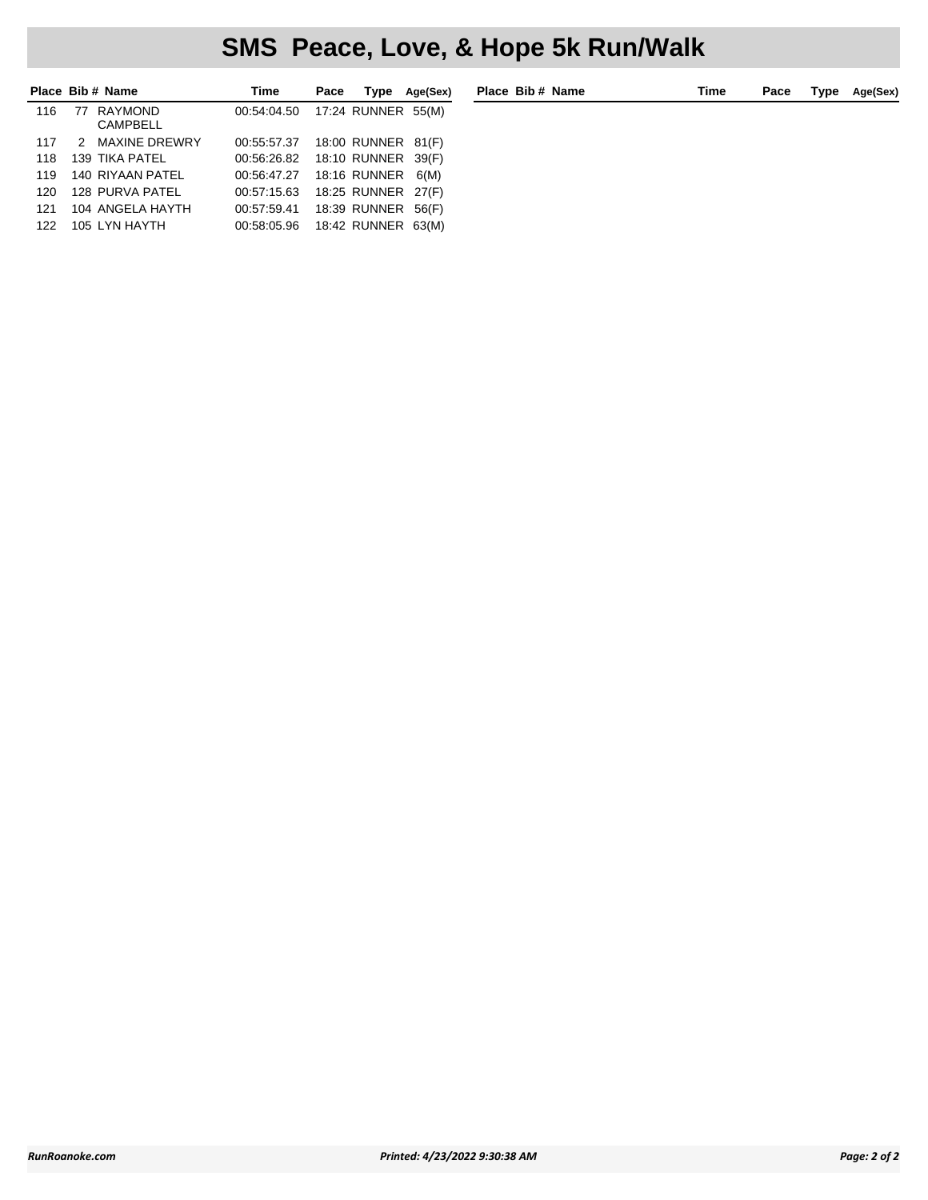# SMS Peace, Love, & Hope 5k Run/Walk

| Place | Bib # | Name | Time | Pace | Type | Age(Sex) |
|---|---|---|---|---|---|---|
| 116 | 77 | RAYMOND CAMPBELL | 00:54:04.50 | 17:24 | RUNNER | 55(M) |
| 117 | 2 | MAXINE DREWRY | 00:55:57.37 | 18:00 | RUNNER | 81(F) |
| 118 | 139 | TIKA PATEL | 00:56:26.82 | 18:10 | RUNNER | 39(F) |
| 119 | 140 | RIYAAN PATEL | 00:56:47.27 | 18:16 | RUNNER | 6(M) |
| 120 | 128 | PURVA PATEL | 00:57:15.63 | 18:25 | RUNNER | 27(F) |
| 121 | 104 | ANGELA HAYTH | 00:57:59.41 | 18:39 | RUNNER | 56(F) |
| 122 | 105 | LYN HAYTH | 00:58:05.96 | 18:42 | RUNNER | 63(M) |

*RunRoanoke.com* *Printed: 4/23/2022 9:30:38 AM*